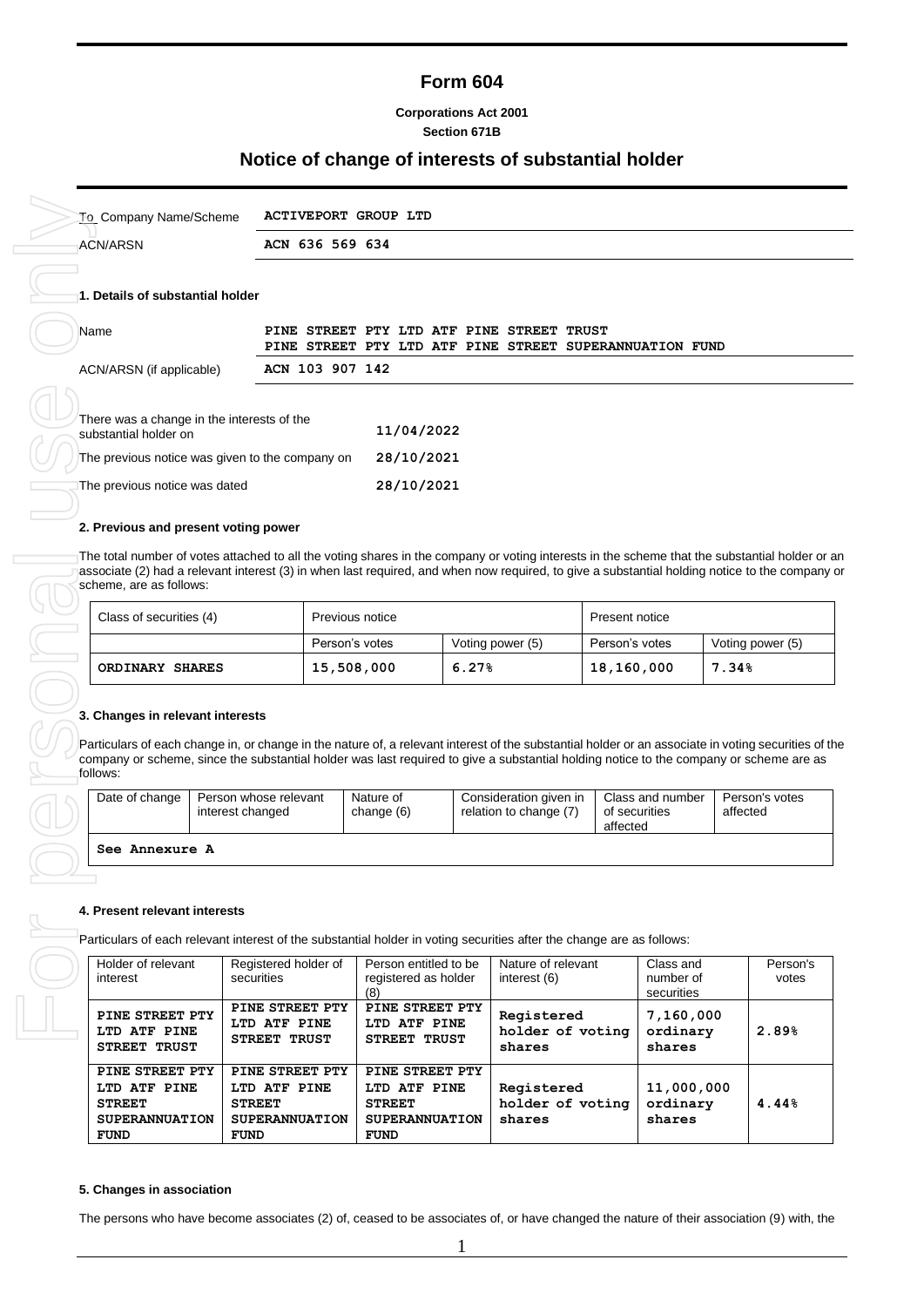# Form 604

**Corporations Act 2001**
**Section 671B**

## Notice of change of interests of substantial holder

| | |
|---|---|
| To Company Name/Scheme | **ACTIVEPORT GROUP LTD** |
| ACN/ARSN | **ACN 636 569 634** |

### 1. Details of substantial holder

| | |
|---|---|
| Name | **PINE STREET PTY LTD ATF PINE STREET TRUST**<br>**PINE STREET PTY LTD ATF PINE STREET SUPERANNUATION FUND** |
| ACN/ARSN (if applicable) | **ACN 103 907 142** |

| | |
|---|---|
| There was a change in the interests of the substantial holder on | **11/04/2022** |
| The previous notice was given to the company on | **28/10/2021** |
| The previous notice was dated | **28/10/2021** |

### 2. Previous and present voting power

The total number of votes attached to all the voting shares in the company or voting interests in the scheme that the substantial holder or an associate (2) had a relevant interest (3) in when last required, and when now required, to give a substantial holding notice to the company or scheme, are as follows:

| Class of securities (4) | Previous notice | | Present notice | |
|---|---|---|---|---|
| | Person's votes | Voting power (5) | Person's votes | Voting power (5) |
| **ORDINARY SHARES** | **15,508,000** | **6.27%** | **18,160,000** | **7.34%** |

### 3. Changes in relevant interests

Particulars of each change in, or change in the nature of, a relevant interest of the substantial holder or an associate in voting securities of the company or scheme, since the substantial holder was last required to give a substantial holding notice to the company or scheme are as follows:

| Date of change | Person whose relevant interest changed | Nature of change (6) | Consideration given in relation to change (7) | Class and number of securities affected | Person's votes affected |
|---|---|---|---|---|---|
| **See Annexure A** | | | | | |

### 4. Present relevant interests

Particulars of each relevant interest of the substantial holder in voting securities after the change are as follows:

| Holder of relevant interest | Registered holder of securities | Person entitled to be registered as holder (8) | Nature of relevant interest (6) | Class and number of securities | Person's votes |
|---|---|---|---|---|---|
| **PINE STREET PTY LTD ATF PINE STREET TRUST** | **PINE STREET PTY LTD ATF PINE STREET TRUST** | **PINE STREET PTY LTD ATF PINE STREET TRUST** | **Registered holder of voting shares** | **7,160,000 ordinary shares** | **2.89%** |
| **PINE STREET PTY LTD ATF PINE STREET SUPERANNUATION FUND** | **PINE STREET PTY LTD ATF PINE STREET SUPERANNUATION FUND** | **PINE STREET PTY LTD ATF PINE STREET SUPERANNUATION FUND** | **Registered holder of voting shares** | **11,000,000 ordinary shares** | **4.44%** |

### 5. Changes in association

The persons who have become associates (2) of, ceased to be associates of, or have changed the nature of their association (9) with, the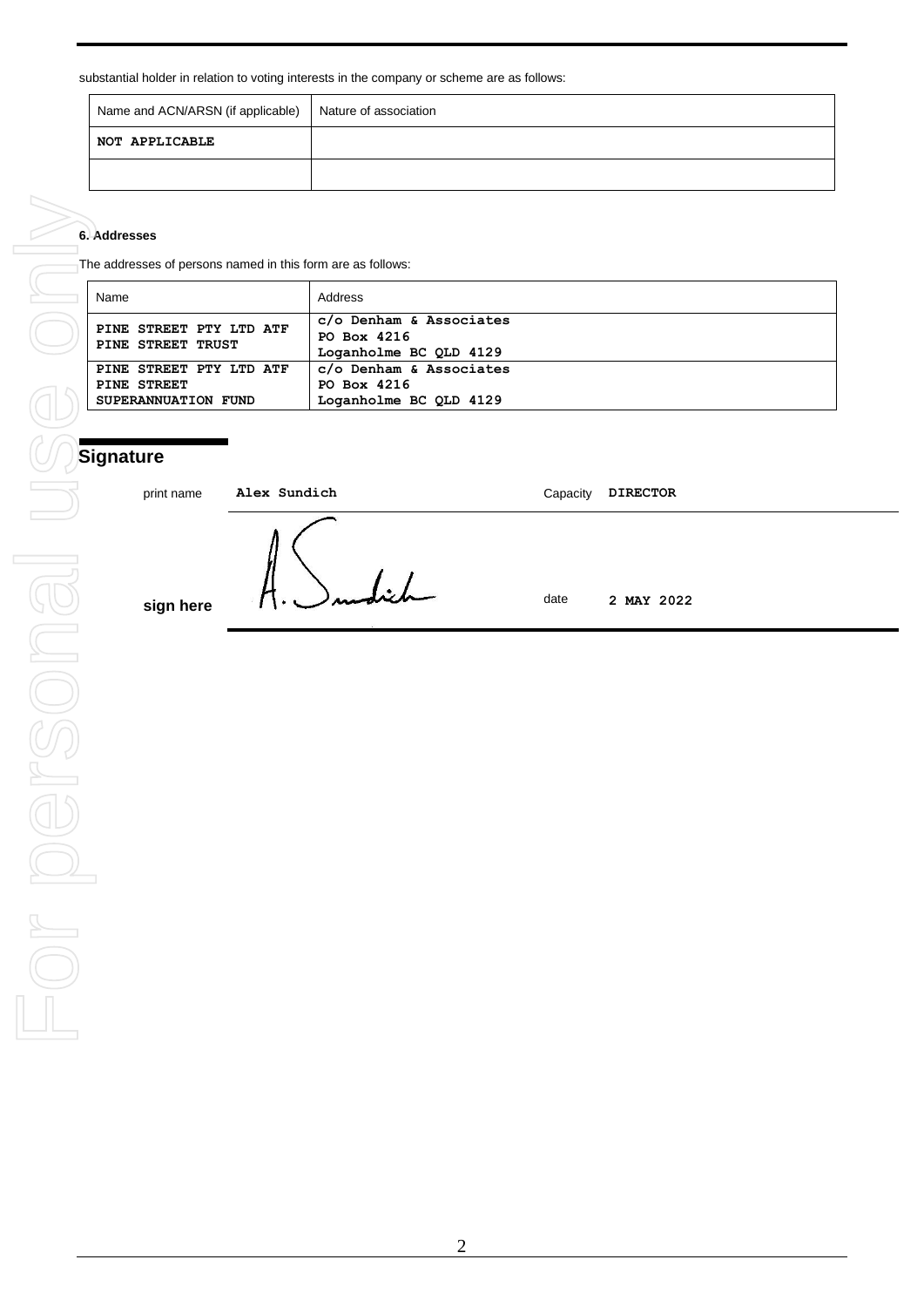substantial holder in relation to voting interests in the company or scheme are as follows:

| Name and ACN/ARSN (if applicable) | Nature of association |
|---|---|
| NOT APPLICABLE | |
| | |

**6. Addresses**

The addresses of persons named in this form are as follows:

| Name | Address |
|---|---|
| PINE STREET PTY LTD ATF PINE STREET TRUST | c/o Denham & Associates PO Box 4216 Loganholme BC QLD 4129 |
| PINE STREET PTY LTD ATF PINE STREET SUPERANNUATION FUND | c/o Denham & Associates PO Box 4216 Loganholme BC QLD 4129 |

## Signature

print name **Alex Sundich** Capacity **DIRECTOR**

**sign here** A. Sundich date **2 MAY 2022**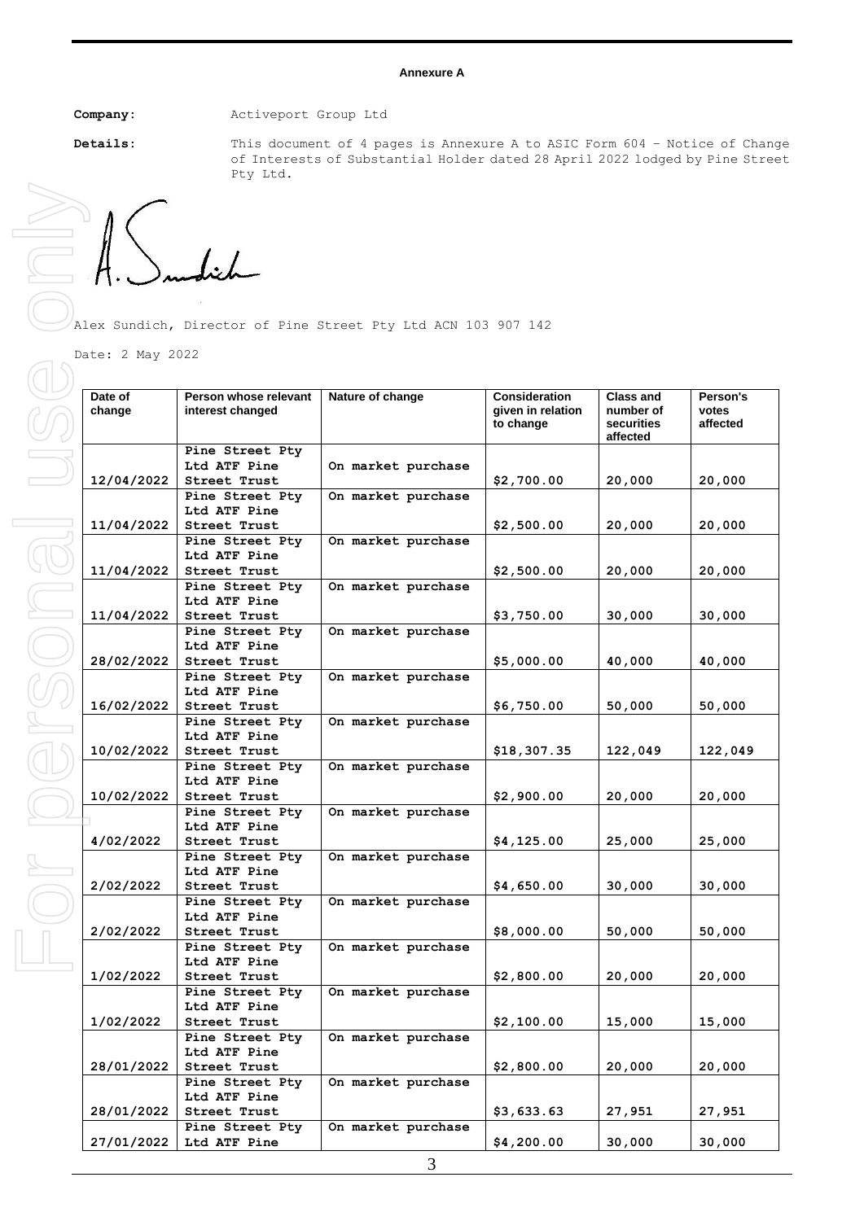**Annexure A**

**Company:** Activeport Group Ltd

**Details:** This document of 4 pages is Annexure A to ASIC Form 604 – Notice of Change of Interests of Substantial Holder dated 28 April 2022 lodged by Pine Street Pty Ltd.

A. Sundich

Alex Sundich, Director of Pine Street Pty Ltd ACN 103 907 142

Date: 2 May 2022

| Date of change | Person whose relevant interest changed | Nature of change | Consideration given in relation to change | Class and number of securities affected | Person's votes affected |
|---|---|---|---|---|---|
| 12/04/2022 | Pine Street Pty Ltd ATF Pine Street Trust | On market purchase | $2,700.00 | 20,000 | 20,000 |
| 11/04/2022 | Pine Street Pty Ltd ATF Pine Street Trust | On market purchase | $2,500.00 | 20,000 | 20,000 |
| 11/04/2022 | Pine Street Pty Ltd ATF Pine Street Trust | On market purchase | $2,500.00 | 20,000 | 20,000 |
| 11/04/2022 | Pine Street Pty Ltd ATF Pine Street Trust | On market purchase | $3,750.00 | 30,000 | 30,000 |
| 28/02/2022 | Pine Street Pty Ltd ATF Pine Street Trust | On market purchase | $5,000.00 | 40,000 | 40,000 |
| 16/02/2022 | Pine Street Pty Ltd ATF Pine Street Trust | On market purchase | $6,750.00 | 50,000 | 50,000 |
| 10/02/2022 | Pine Street Pty Ltd ATF Pine Street Trust | On market purchase | $18,307.35 | 122,049 | 122,049 |
| 10/02/2022 | Pine Street Pty Ltd ATF Pine Street Trust | On market purchase | $2,900.00 | 20,000 | 20,000 |
| 4/02/2022 | Pine Street Pty Ltd ATF Pine Street Trust | On market purchase | $4,125.00 | 25,000 | 25,000 |
| 2/02/2022 | Pine Street Pty Ltd ATF Pine Street Trust | On market purchase | $4,650.00 | 30,000 | 30,000 |
| 2/02/2022 | Pine Street Pty Ltd ATF Pine Street Trust | On market purchase | $8,000.00 | 50,000 | 50,000 |
| 1/02/2022 | Pine Street Pty Ltd ATF Pine Street Trust | On market purchase | $2,800.00 | 20,000 | 20,000 |
| 1/02/2022 | Pine Street Pty Ltd ATF Pine Street Trust | On market purchase | $2,100.00 | 15,000 | 15,000 |
| 28/01/2022 | Pine Street Pty Ltd ATF Pine Street Trust | On market purchase | $2,800.00 | 20,000 | 20,000 |
| 28/01/2022 | Pine Street Pty Ltd ATF Pine Street Trust | On market purchase | $3,633.63 | 27,951 | 27,951 |
| 27/01/2022 | Pine Street Pty Ltd ATF Pine | On market purchase | $4,200.00 | 30,000 | 30,000 |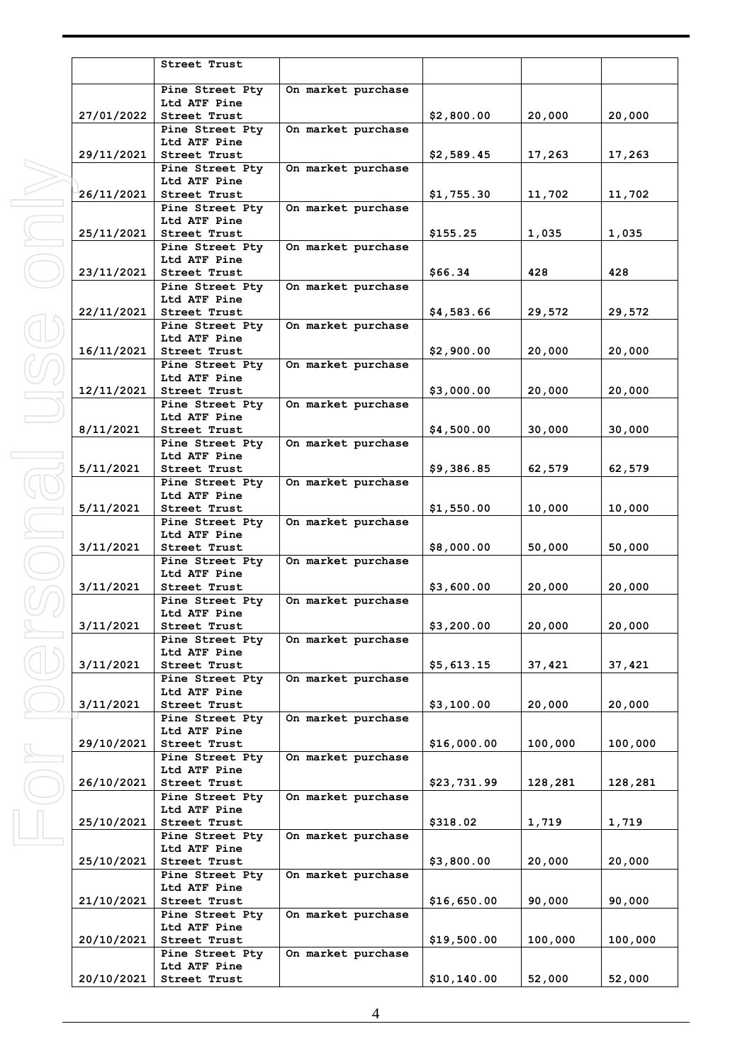| | | | | | |
|---|---|---|---|---|---|
| | Street Trust | | | | |
| 27/01/2022 | Pine Street Pty Ltd ATF Pine Street Trust | On market purchase | $2,800.00 | 20,000 | 20,000 |
| 29/11/2021 | Pine Street Pty Ltd ATF Pine Street Trust | On market purchase | $2,589.45 | 17,263 | 17,263 |
| 26/11/2021 | Pine Street Pty Ltd ATF Pine Street Trust | On market purchase | $1,755.30 | 11,702 | 11,702 |
| 25/11/2021 | Pine Street Pty Ltd ATF Pine Street Trust | On market purchase | $155.25 | 1,035 | 1,035 |
| 23/11/2021 | Pine Street Pty Ltd ATF Pine Street Trust | On market purchase | $66.34 | 428 | 428 |
| 22/11/2021 | Pine Street Pty Ltd ATF Pine Street Trust | On market purchase | $4,583.66 | 29,572 | 29,572 |
| 16/11/2021 | Pine Street Pty Ltd ATF Pine Street Trust | On market purchase | $2,900.00 | 20,000 | 20,000 |
| 12/11/2021 | Pine Street Pty Ltd ATF Pine Street Trust | On market purchase | $3,000.00 | 20,000 | 20,000 |
| 8/11/2021 | Pine Street Pty Ltd ATF Pine Street Trust | On market purchase | $4,500.00 | 30,000 | 30,000 |
| 5/11/2021 | Pine Street Pty Ltd ATF Pine Street Trust | On market purchase | $9,386.85 | 62,579 | 62,579 |
| 5/11/2021 | Pine Street Pty Ltd ATF Pine Street Trust | On market purchase | $1,550.00 | 10,000 | 10,000 |
| 3/11/2021 | Pine Street Pty Ltd ATF Pine Street Trust | On market purchase | $8,000.00 | 50,000 | 50,000 |
| 3/11/2021 | Pine Street Pty Ltd ATF Pine Street Trust | On market purchase | $3,600.00 | 20,000 | 20,000 |
| 3/11/2021 | Pine Street Pty Ltd ATF Pine Street Trust | On market purchase | $3,200.00 | 20,000 | 20,000 |
| 3/11/2021 | Pine Street Pty Ltd ATF Pine Street Trust | On market purchase | $5,613.15 | 37,421 | 37,421 |
| 3/11/2021 | Pine Street Pty Ltd ATF Pine Street Trust | On market purchase | $3,100.00 | 20,000 | 20,000 |
| 29/10/2021 | Pine Street Pty Ltd ATF Pine Street Trust | On market purchase | $16,000.00 | 100,000 | 100,000 |
| 26/10/2021 | Pine Street Pty Ltd ATF Pine Street Trust | On market purchase | $23,731.99 | 128,281 | 128,281 |
| 25/10/2021 | Pine Street Pty Ltd ATF Pine Street Trust | On market purchase | $318.02 | 1,719 | 1,719 |
| 25/10/2021 | Pine Street Pty Ltd ATF Pine Street Trust | On market purchase | $3,800.00 | 20,000 | 20,000 |
| 21/10/2021 | Pine Street Pty Ltd ATF Pine Street Trust | On market purchase | $16,650.00 | 90,000 | 90,000 |
| 20/10/2021 | Pine Street Pty Ltd ATF Pine Street Trust | On market purchase | $19,500.00 | 100,000 | 100,000 |
| 20/10/2021 | Pine Street Pty Ltd ATF Pine Street Trust | On market purchase | $10,140.00 | 52,000 | 52,000 |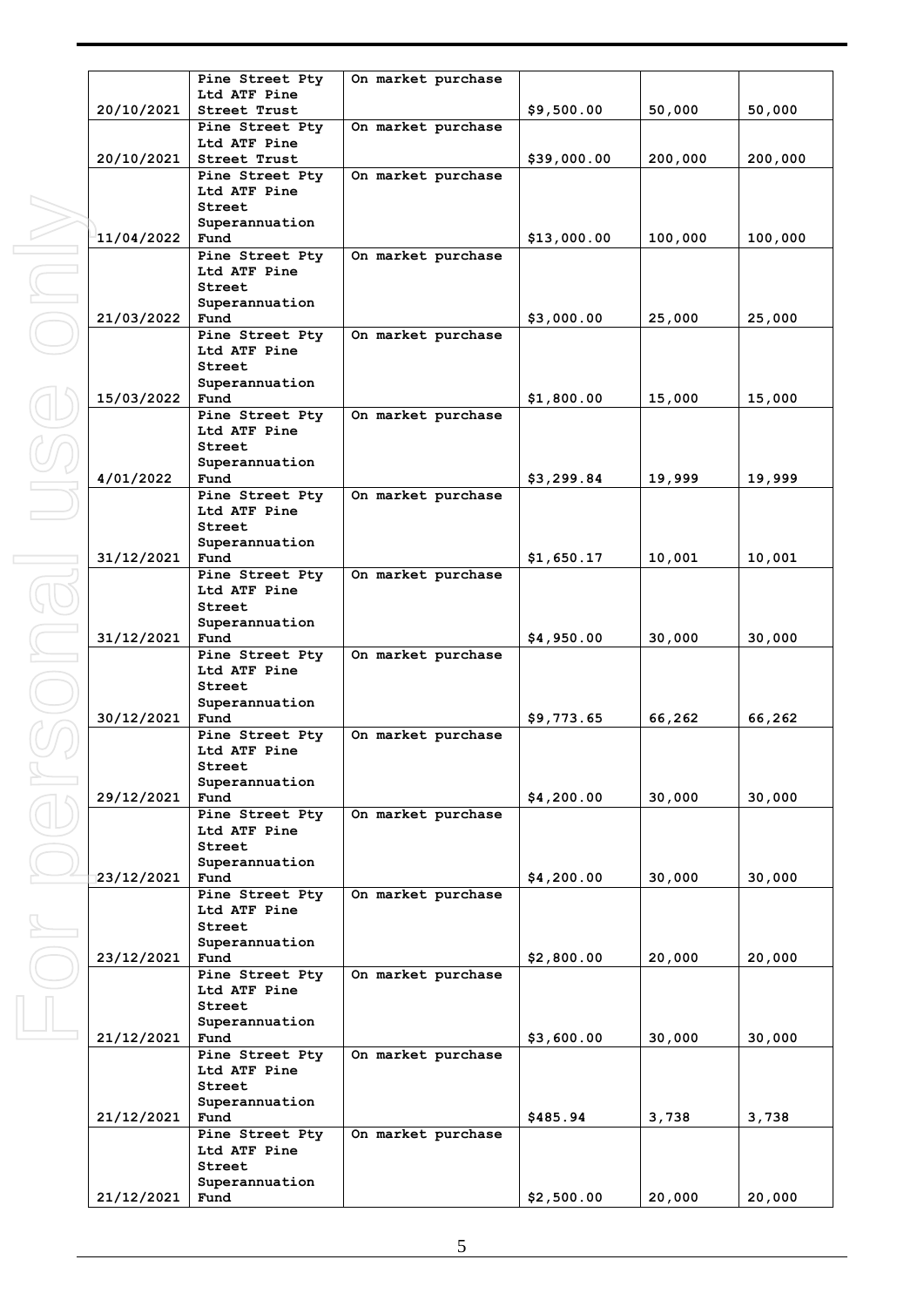| | | | | | |
|---|---|---|---|---|---|
| 20/10/2021 | Pine Street Pty Ltd ATF Pine Street Trust | On market purchase | $9,500.00 | 50,000 | 50,000 |
| 20/10/2021 | Pine Street Pty Ltd ATF Pine Street Trust | On market purchase | $39,000.00 | 200,000 | 200,000 |
| 11/04/2022 | Pine Street Pty Ltd ATF Pine Street Superannuation Fund | On market purchase | $13,000.00 | 100,000 | 100,000 |
| 21/03/2022 | Pine Street Pty Ltd ATF Pine Street Superannuation Fund | On market purchase | $3,000.00 | 25,000 | 25,000 |
| 15/03/2022 | Pine Street Pty Ltd ATF Pine Street Superannuation Fund | On market purchase | $1,800.00 | 15,000 | 15,000 |
| 4/01/2022 | Pine Street Pty Ltd ATF Pine Street Superannuation Fund | On market purchase | $3,299.84 | 19,999 | 19,999 |
| 31/12/2021 | Pine Street Pty Ltd ATF Pine Street Superannuation Fund | On market purchase | $1,650.17 | 10,001 | 10,001 |
| 31/12/2021 | Pine Street Pty Ltd ATF Pine Street Superannuation Fund | On market purchase | $4,950.00 | 30,000 | 30,000 |
| 30/12/2021 | Pine Street Pty Ltd ATF Pine Street Superannuation Fund | On market purchase | $9,773.65 | 66,262 | 66,262 |
| 29/12/2021 | Pine Street Pty Ltd ATF Pine Street Superannuation Fund | On market purchase | $4,200.00 | 30,000 | 30,000 |
| 23/12/2021 | Pine Street Pty Ltd ATF Pine Street Superannuation Fund | On market purchase | $4,200.00 | 30,000 | 30,000 |
| 23/12/2021 | Pine Street Pty Ltd ATF Pine Street Superannuation Fund | On market purchase | $2,800.00 | 20,000 | 20,000 |
| 21/12/2021 | Pine Street Pty Ltd ATF Pine Street Superannuation Fund | On market purchase | $3,600.00 | 30,000 | 30,000 |
| 21/12/2021 | Pine Street Pty Ltd ATF Pine Street Superannuation Fund | On market purchase | $485.94 | 3,738 | 3,738 |
| 21/12/2021 | Pine Street Pty Ltd ATF Pine Street Superannuation Fund | On market purchase | $2,500.00 | 20,000 | 20,000 |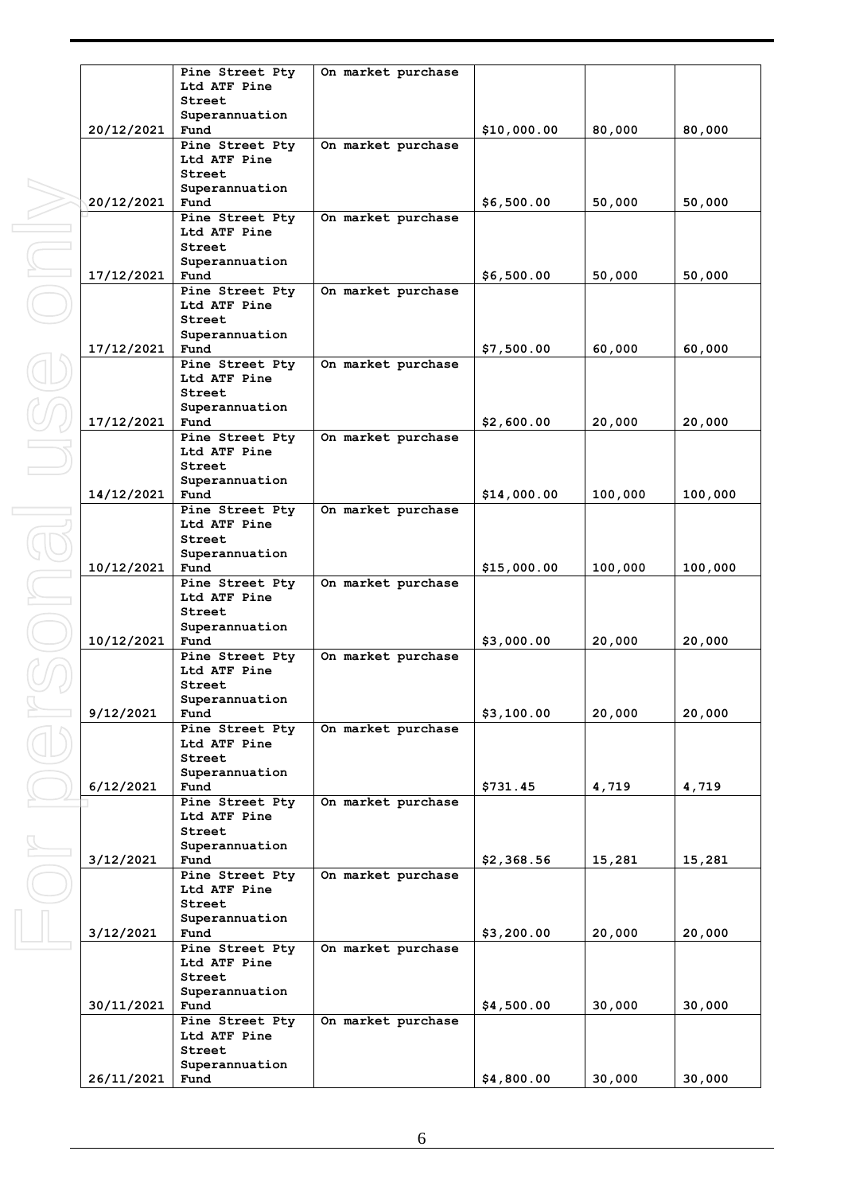| | | | | | |
|---|---|---|---|---|---|
| 20/12/2021 | Pine Street Pty Ltd ATF Pine Street Superannuation Fund | On market purchase | $10,000.00 | 80,000 | 80,000 |
| 20/12/2021 | Pine Street Pty Ltd ATF Pine Street Superannuation Fund | On market purchase | $6,500.00 | 50,000 | 50,000 |
| 17/12/2021 | Pine Street Pty Ltd ATF Pine Street Superannuation Fund | On market purchase | $6,500.00 | 50,000 | 50,000 |
| 17/12/2021 | Pine Street Pty Ltd ATF Pine Street Superannuation Fund | On market purchase | $7,500.00 | 60,000 | 60,000 |
| 17/12/2021 | Pine Street Pty Ltd ATF Pine Street Superannuation Fund | On market purchase | $2,600.00 | 20,000 | 20,000 |
| 14/12/2021 | Pine Street Pty Ltd ATF Pine Street Superannuation Fund | On market purchase | $14,000.00 | 100,000 | 100,000 |
| 10/12/2021 | Pine Street Pty Ltd ATF Pine Street Superannuation Fund | On market purchase | $15,000.00 | 100,000 | 100,000 |
| 10/12/2021 | Pine Street Pty Ltd ATF Pine Street Superannuation Fund | On market purchase | $3,000.00 | 20,000 | 20,000 |
| 9/12/2021 | Pine Street Pty Ltd ATF Pine Street Superannuation Fund | On market purchase | $3,100.00 | 20,000 | 20,000 |
| 6/12/2021 | Pine Street Pty Ltd ATF Pine Street Superannuation Fund | On market purchase | $731.45 | 4,719 | 4,719 |
| 3/12/2021 | Pine Street Pty Ltd ATF Pine Street Superannuation Fund | On market purchase | $2,368.56 | 15,281 | 15,281 |
| 3/12/2021 | Pine Street Pty Ltd ATF Pine Street Superannuation Fund | On market purchase | $3,200.00 | 20,000 | 20,000 |
| 30/11/2021 | Pine Street Pty Ltd ATF Pine Street Superannuation Fund | On market purchase | $4,500.00 | 30,000 | 30,000 |
| 26/11/2021 | Pine Street Pty Ltd ATF Pine Street Superannuation Fund | On market purchase | $4,800.00 | 30,000 | 30,000 |